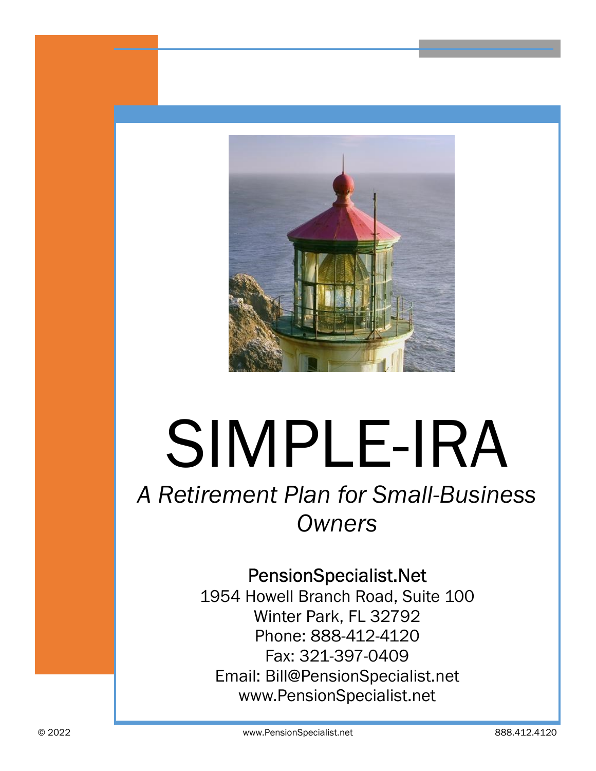# SIMPLE-IRA

*A Retirement Plan for Small-Business Owners*

PensionSpecialist.Net
1954 Howell Branch Road, Suite 100
Winter Park, FL 32792
Phone: 888-412-4120
Fax: 321-397-0409
Email: Bill@PensionSpecialist.net
www.PensionSpecialist.net

© 2022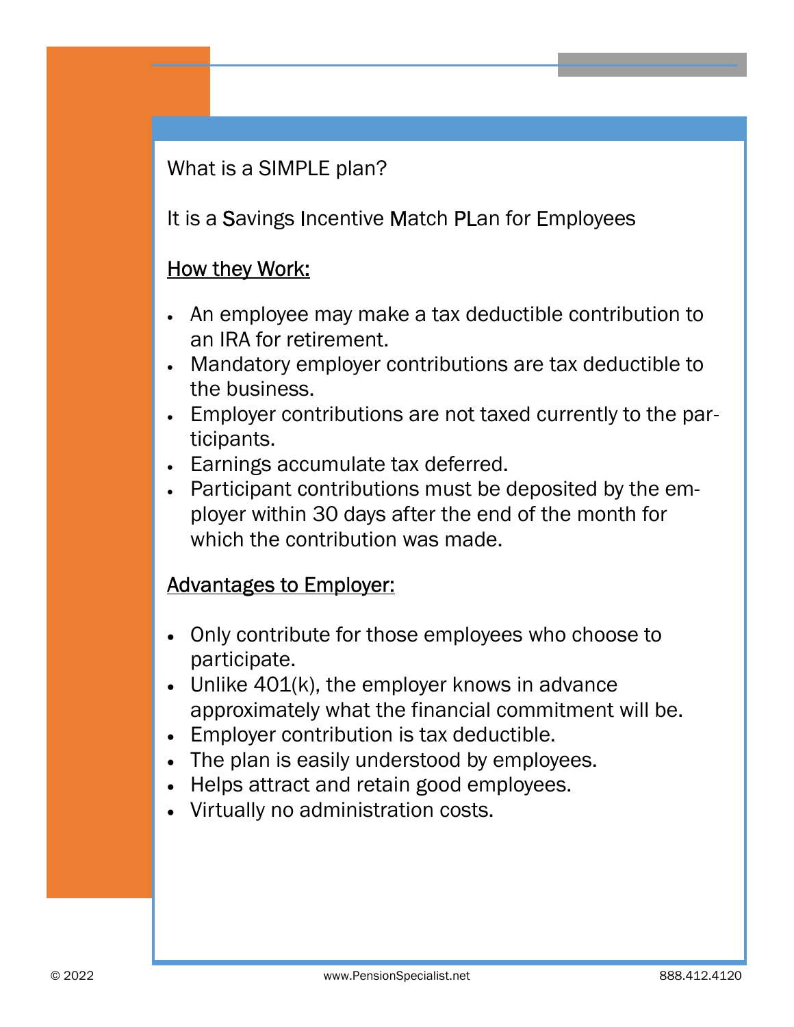What is a SIMPLE plan?

It is a Savings Incentive Match PLan for Employees

<u>How they Work:</u>

- An employee may make a tax deductible contribution to an IRA for retirement.
- Mandatory employer contributions are tax deductible to the business.
- Employer contributions are not taxed currently to the participants.
- Earnings accumulate tax deferred.
- Participant contributions must be deposited by the employer within 30 days after the end of the month for which the contribution was made.

<u>Advantages to Employer:</u>

- Only contribute for those employees who choose to participate.
- Unlike 401(k), the employer knows in advance approximately what the financial commitment will be.
- Employer contribution is tax deductible.
- The plan is easily understood by employees.
- Helps attract and retain good employees.
- Virtually no administration costs.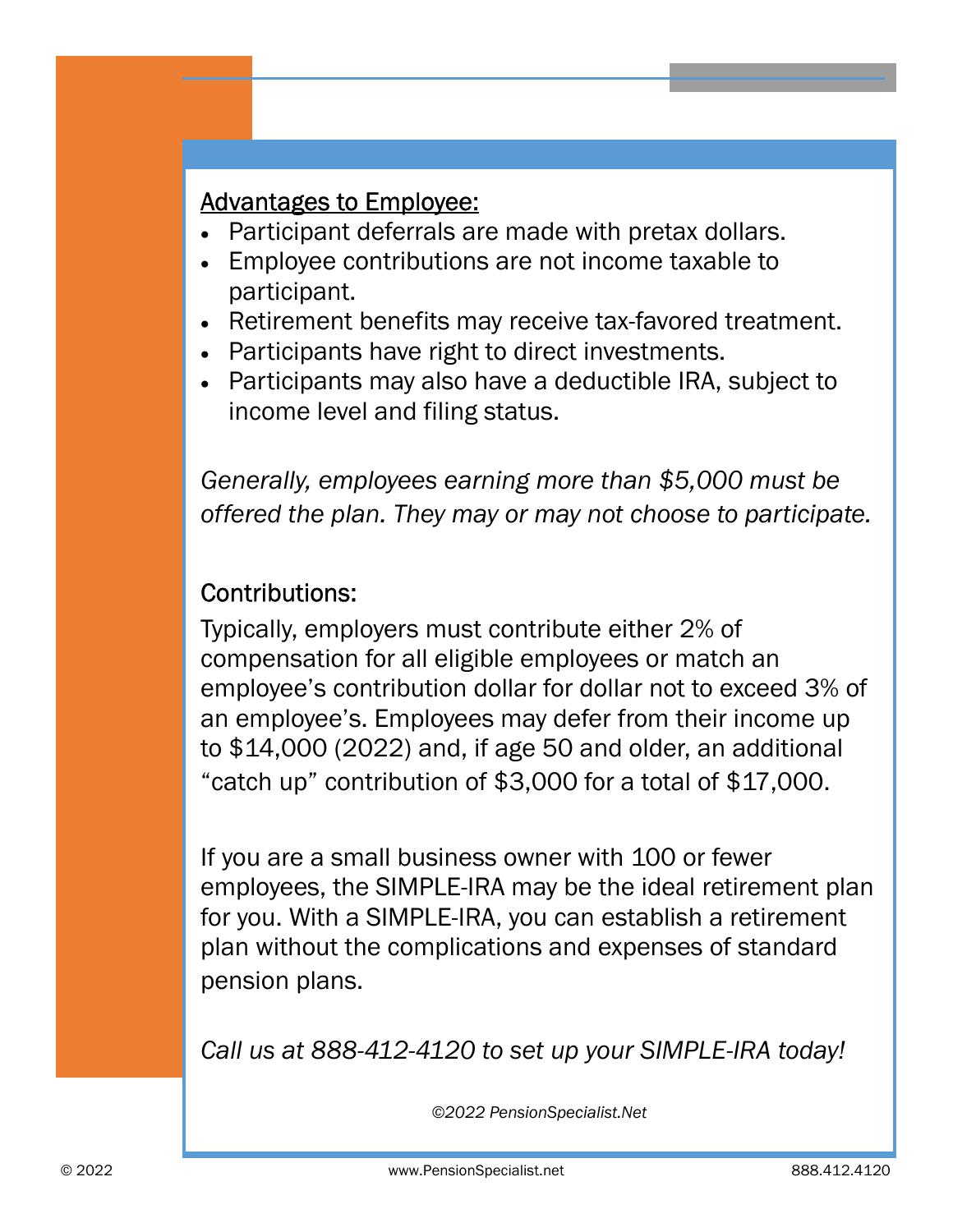<u>Advantages to Employee:</u>

- Participant deferrals are made with pretax dollars.
- Employee contributions are not income taxable to participant.
- Retirement benefits may receive tax-favored treatment.
- Participants have right to direct investments.
- Participants may also have a deductible IRA, subject to income level and filing status.

*Generally, employees earning more than $5,000 must be offered the plan. They may or may not choose to participate.*

Contributions:

Typically, employers must contribute either 2% of compensation for all eligible employees or match an employee's contribution dollar for dollar not to exceed 3% of an employee's. Employees may defer from their income up to $14,000 (2022) and, if age 50 and older, an additional "catch up" contribution of $3,000 for a total of $17,000.

If you are a small business owner with 100 or fewer employees, the SIMPLE-IRA may be the ideal retirement plan for you. With a SIMPLE-IRA, you can establish a retirement plan without the complications and expenses of standard pension plans.

*Call us at 888-412-4120 to set up your SIMPLE-IRA today!*

*©2022 PensionSpecialist.Net*